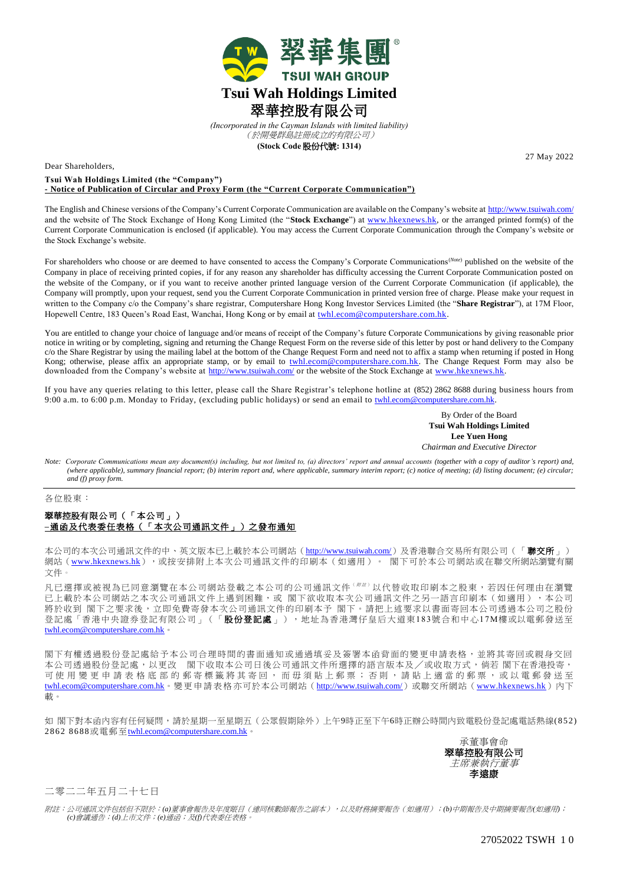翠華集團 TSUI WAH GROUP

# Tsui Wah Holdings Limited
# 翠華控股有限公司

*(Incorporated in the Cayman Islands with limited liability)*
*（於開曼群島註冊成立的有限公司）*
**(Stock Code 股份代號: 1314)**

27 May 2022

Dear Shareholders,

**Tsui Wah Holdings Limited (the "Company")**
**- Notice of Publication of Circular and Proxy Form (the "Current Corporate Communication")**

The English and Chinese versions of the Company's Current Corporate Communication are available on the Company's website at http://www.tsuiwah.com/ and the website of The Stock Exchange of Hong Kong Limited (the "**Stock Exchange**") at www.hkexnews.hk, or the arranged printed form(s) of the Current Corporate Communication is enclosed (if applicable). You may access the Current Corporate Communication through the Company's website or the Stock Exchange's website.

For shareholders who choose or are deemed to have consented to access the Company's Corporate Communications[(Note)] published on the website of the Company in place of receiving printed copies, if for any reason any shareholder has difficulty accessing the Current Corporate Communication posted on the website of the Company, or if you want to receive another printed language version of the Current Corporate Communication (if applicable), the Company will promptly, upon your request, send you the Current Corporate Communication in printed version free of charge. Please make your request in written to the Company c/o the Company's share registrar, Computershare Hong Kong Investor Services Limited (the "**Share Registrar**"), at 17M Floor, Hopewell Centre, 183 Queen's Road East, Wanchai, Hong Kong or by email at twhl.ecom@computershare.com.hk.

You are entitled to change your choice of language and/or means of receipt of the Company's future Corporate Communications by giving reasonable prior notice in writing or by completing, signing and returning the Change Request Form on the reverse side of this letter by post or hand delivery to the Company c/o the Share Registrar by using the mailing label at the bottom of the Change Request Form and need not to affix a stamp when returning if posted in Hong Kong; otherwise, please affix an appropriate stamp, or by email to twhl.ecom@computershare.com.hk. The Change Request Form may also be downloaded from the Company's website at http://www.tsuiwah.com/ or the website of the Stock Exchange at www.hkexnews.hk.

If you have any queries relating to this letter, please call the Share Registrar's telephone hotline at (852) 2862 8688 during business hours from 9:00 a.m. to 6:00 p.m. Monday to Friday, (excluding public holidays) or send an email to twhl.ecom@computershare.com.hk.

By Order of the Board
**Tsui Wah Holdings Limited**
**Lee Yuen Hong**
*Chairman and Executive Director*

*Note: Corporate Communications mean any document(s) including, but not limited to, (a) directors' report and annual accounts (together with a copy of auditor's report) and, (where applicable), summary financial report; (b) interim report and, where applicable, summary interim report; (c) notice of meeting; (d) listing document; (e) circular; and (f) proxy form.*

---

各位股東：

**翠華控股有限公司（「本公司」）**
**–通函及代表委任表格（「本次公司通訊文件」）之發布通知**

本公司的本次公司通訊文件的中、英文版本已上載於本公司網站（http://www.tsuiwah.com/）及香港聯合交易所有限公司（「**聯交所**」）網站（www.hkexnews.hk），或按安排附上本次公司通訊文件的印刷本（如適用）。 閣下可於本公司網站或在聯交所網站瀏覽有關文件。

凡已選擇或被視為已同意瀏覽在本公司網站登載之本公司的公司通訊文件[（附註）]以代替收取印刷本之股東，若因任何理由在瀏覽已上載於本公司網站之本次公司通訊文件上遇到困難，或 閣下欲收取本次公司通訊文件之另一語言印刷本（如適用），本公司將於收到 閣下之要求後，立即免費寄發本次公司通訊文件的印刷本予 閣下。請把上述要求以書面寄回本公司透過本公司之股份登記處「香港中央證券登記有限公司」（「**股份登記處**」），地址為香港灣仔皇后大道東183號合和中心17M樓或以電郵發送至twhl.ecom@computershare.com.hk。

閣下有權透過股份登記處給予本公司合理時間的書面通知或通過填妥及簽署本函背面的變更申請表格，並將其寄回或親身交回本公司透過股份登記處，以更改 閣下收取本公司日後公司通訊文件所選擇的語言版本及╱或收取方式，倘若 閣下在香港投寄，可使用變更申請表格底部的郵寄標籤將其寄回，而毋須貼上郵票；否則，請貼上適當的郵票，或以電郵發送至twhl.ecom@computershare.com.hk。變更申請表格亦可於本公司網站（http://www.tsuiwah.com/）或聯交所網站（www.hkexnews.hk）內下載。

如 閣下對本函內容有任何疑問，請於星期一至星期五（公眾假期除外）上午9時正至下午6時正辦公時間內致電股份登記處電話熱線(852) 2862 8688或電郵至twhl.ecom@computershare.com.hk。

承董事會命
**翠華控股有限公司**
*主席兼執行董事*
**李遠康**

二零二二年五月二十七日

*附註：公司通訊文件包括但不限於：(a)董事會報告及年度賬目（連同核數師報告之副本），以及財務摘要報告（如適用）；(b)中期報告及中期摘要報告(如適用)；(c)會議通告；(d)上市文件；(e)通函；及(f)代表委任表格。*

27052022 TSWH 1 0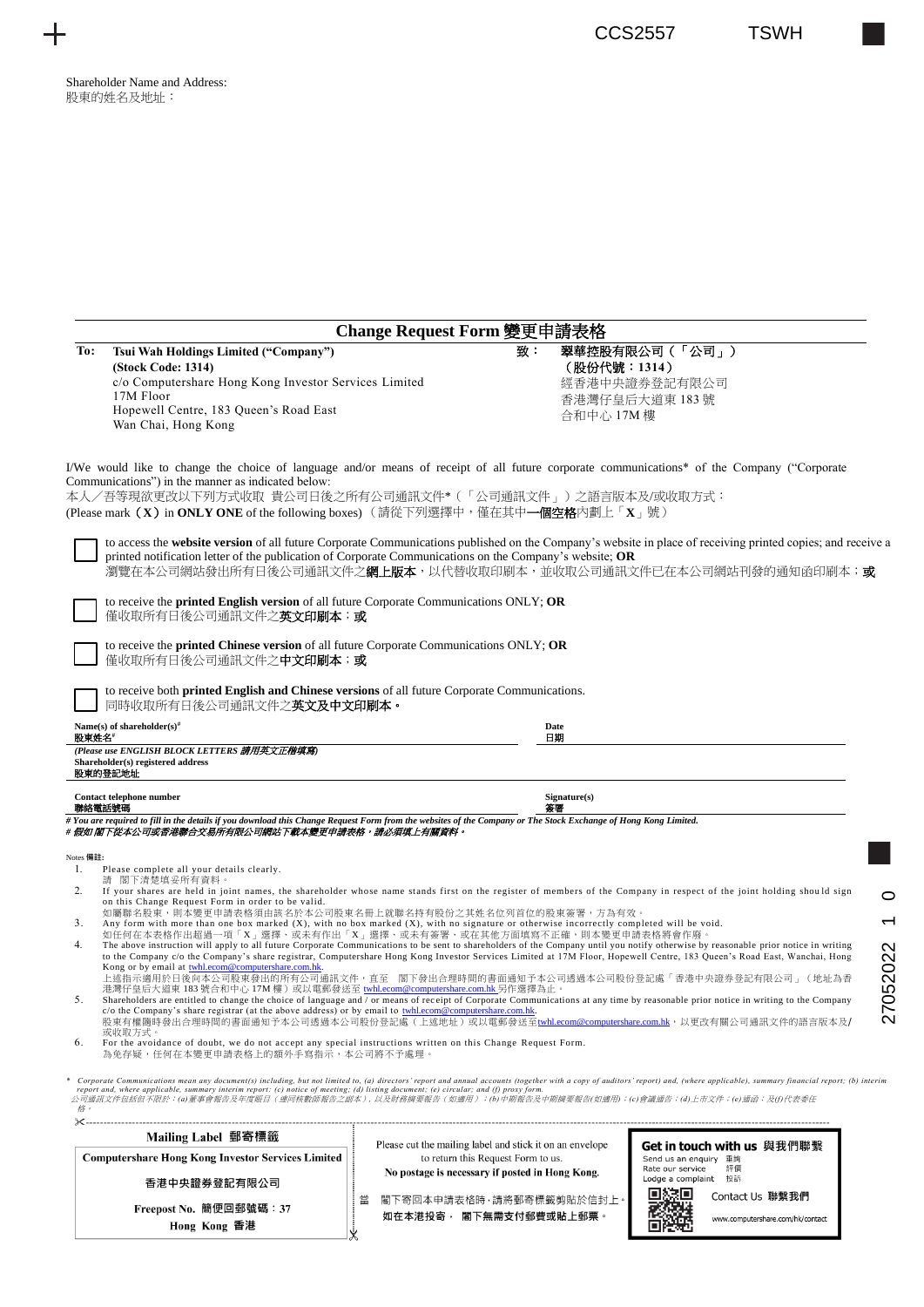Shareholder Name and Address:
股東的姓名及地址：

# Change Request Form 變更申請表格

**To:** **Tsui Wah Holdings Limited ("Company")**
**(Stock Code: 1314)**
c/o Computershare Hong Kong Investor Services Limited
17M Floor
Hopewell Centre, 183 Queen's Road East
Wan Chai, Hong Kong

**致：** **翠華控股有限公司（「公司」）**
**（股份代號：1314）**
經香港中央證券登記有限公司
香港灣仔皇后大道東 183 號
合和中心 17M 樓

I/We would like to change the choice of language and/or means of receipt of all future corporate communications* of the Company ("Corporate Communications") in the manner as indicated below:
本人／吾等現欲更改以下列方式收取 貴公司日後之所有公司通訊文件*（「公司通訊文件」）之語言版本及/或收取方式：
(Please mark **(X)** in **ONLY ONE** of the following boxes)（請從下列選擇中，僅在其中**一個空格**內劃上「**X**」號）

☐ to access the **website version** of all future Corporate Communications published on the Company's website in place of receiving printed copies; and receive a printed notification letter of the publication of Corporate Communications on the Company's website; **OR**
瀏覽在本公司網站發出所有日後公司通訊文件之**網上版本**，以代替收取印刷本，並收取公司通訊文件已在本公司網站刊發的通知函印刷本；**或**

☐ to receive the **printed English version** of all future Corporate Communications ONLY; **OR**
僅收取所有日後公司通訊文件之**英文印刷本**；**或**

☐ to receive the **printed Chinese version** of all future Corporate Communications ONLY; **OR**
僅收取所有日後公司通訊文件之**中文印刷本**；**或**

☐ to receive both **printed English and Chinese versions** of all future Corporate Communications.
同時收取所有日後公司通訊文件之**英文及中文印刷本**。

**Name(s) of shareholder(s)#**
**股東姓名#**
***(Please use ENGLISH BLOCK LETTERS 請用英文正楷填寫)***

**Date**
**日期**

**Shareholder(s) registered address**
**股東的登記地址**

**Contact telephone number**
**聯絡電話號碼**

**Signature(s)**
**簽署**

***# You are required to fill in the details if you download this Change Request Form from the websites of the Company or The Stock Exchange of Hong Kong Limited.***
***# 假如 閣下從本公司或香港聯合交易所有限公司網站下載本變更申請表格，請必須填上有關資料。***

Notes 備註:

1. Please complete all your details clearly.
   請 閣下清楚填妥所有資料。
2. If your shares are held in joint names, the shareholder whose name stands first on the register of members of the Company in respect of the joint holding should sign on this Change Request Form in order to be valid.
   如屬聯名股東，則本變更申請表格須由該名於本公司股東名冊上就聯名持有股份之其姓名位列首位的股東簽署，方為有效。
3. Any form with more than one box marked (X), with no box marked (X), with no signature or otherwise incorrectly completed will be void.
   如任何在本表格作出超過一項「X」選擇、或未有作出「X」選擇、或未有簽署、或在其他方面填寫不正確，則本變更申請表格將會作廢。
4. The above instruction will apply to all future Corporate Communications to be sent to shareholders of the Company until you notify otherwise by reasonable prior notice in writing to the Company c/o the Company's share registrar, Computershare Hong Kong Investor Services Limited at 17M Floor, Hopewell Centre, 183 Queen's Road East, Wanchai, Hong Kong or by email at twhl.ecom@computershare.com.hk.
   上述指示適用於日後向本公司股東發出的所有公司通訊文件，直至 閣下發出合理時間的書面通知予本公司透過本公司股份登記處「香港中央證券登記有限公司」（地址為香港灣仔皇后大道東 183 號合和中心 17M 樓）或以電郵發送至 twhl.ecom@computershare.com.hk 另作選擇為止。
5. Shareholders are entitled to change the choice of language and / or means of receipt of Corporate Communications at any time by reasonable prior notice in writing to the Company c/o the Company's share registrar (at the above address) or by email to twhl.ecom@computershare.com.hk.
   股東有權隨時發出合理時間的書面通知予本公司透過本公司股份登記處（上述地址）或以電郵發送至twhl.ecom@computershare.com.hk，以更改有關公司通訊文件的語言版本及/或收取方式。
6. For the avoidance of doubt, we do not accept any special instructions written on this Change Request Form.
   為免存疑，任何在本變更申請表格上的額外手寫指示，本公司將不予處理。

\* *Corporate Communications mean any document(s) including, but not limited to, (a) directors' report and annual accounts (together with a copy of auditors' report) and, (where applicable), summary financial report; (b) interim report and, where applicable, summary interim report; (c) notice of meeting; (d) listing document; (e) circular; and (f) proxy form.*
*公司通訊文件包括但不限於：(a)董事會報告及年度賬目（連同核數師報告之副本），以及財務摘要報告（如適用）；(b)中期報告及中期摘要報告(如適用)；(c)會議通告；(d)上市文件；(e)通函；及(f)代表委任表格。*

---

**Mailing Label 郵寄標籤**

**Computershare Hong Kong Investor Services Limited**
**香港中央證券登記有限公司**
**Freepost No. 簡便回郵號碼：37**
**Hong Kong 香港**

Please cut the mailing label and stick it on an envelope to return this Request Form to us.
**No postage is necessary if posted in Hong Kong.**

當 閣下寄回本申請表格時，請將郵寄標籤剪貼於信封上。
**如在本港投寄， 閣下無需支付郵費或貼上郵票。**

**Get in touch with us 與我們聯繫**
Send us an enquiry 查詢
Rate our service 評價
Lodge a complaint 投訴
Contact Us 聯繫我們
www.computershare.com/hk/contact